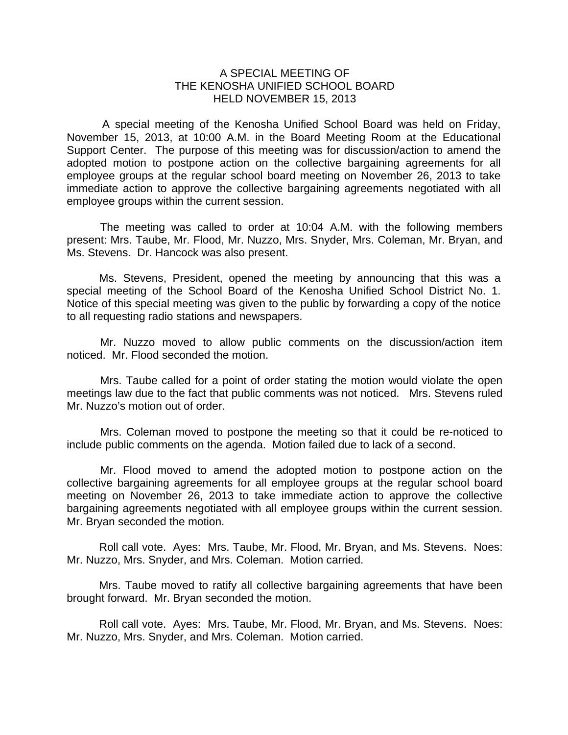# A SPECIAL MEETING OF
# THE KENOSHA UNIFIED SCHOOL BOARD
# HELD NOVEMBER 15, 2013

A special meeting of the Kenosha Unified School Board was held on Friday, November 15, 2013, at 10:00 A.M. in the Board Meeting Room at the Educational Support Center. The purpose of this meeting was for discussion/action to amend the adopted motion to postpone action on the collective bargaining agreements for all employee groups at the regular school board meeting on November 26, 2013 to take immediate action to approve the collective bargaining agreements negotiated with all employee groups within the current session.

The meeting was called to order at 10:04 A.M. with the following members present: Mrs. Taube, Mr. Flood, Mr. Nuzzo, Mrs. Snyder, Mrs. Coleman, Mr. Bryan, and Ms. Stevens. Dr. Hancock was also present.

Ms. Stevens, President, opened the meeting by announcing that this was a special meeting of the School Board of the Kenosha Unified School District No. 1. Notice of this special meeting was given to the public by forwarding a copy of the notice to all requesting radio stations and newspapers.

Mr. Nuzzo moved to allow public comments on the discussion/action item noticed. Mr. Flood seconded the motion.

Mrs. Taube called for a point of order stating the motion would violate the open meetings law due to the fact that public comments was not noticed. Mrs. Stevens ruled Mr. Nuzzo's motion out of order.

Mrs. Coleman moved to postpone the meeting so that it could be re-noticed to include public comments on the agenda. Motion failed due to lack of a second.

Mr. Flood moved to amend the adopted motion to postpone action on the collective bargaining agreements for all employee groups at the regular school board meeting on November 26, 2013 to take immediate action to approve the collective bargaining agreements negotiated with all employee groups within the current session. Mr. Bryan seconded the motion.

Roll call vote. Ayes: Mrs. Taube, Mr. Flood, Mr. Bryan, and Ms. Stevens. Noes: Mr. Nuzzo, Mrs. Snyder, and Mrs. Coleman. Motion carried.

Mrs. Taube moved to ratify all collective bargaining agreements that have been brought forward. Mr. Bryan seconded the motion.

Roll call vote. Ayes: Mrs. Taube, Mr. Flood, Mr. Bryan, and Ms. Stevens. Noes: Mr. Nuzzo, Mrs. Snyder, and Mrs. Coleman. Motion carried.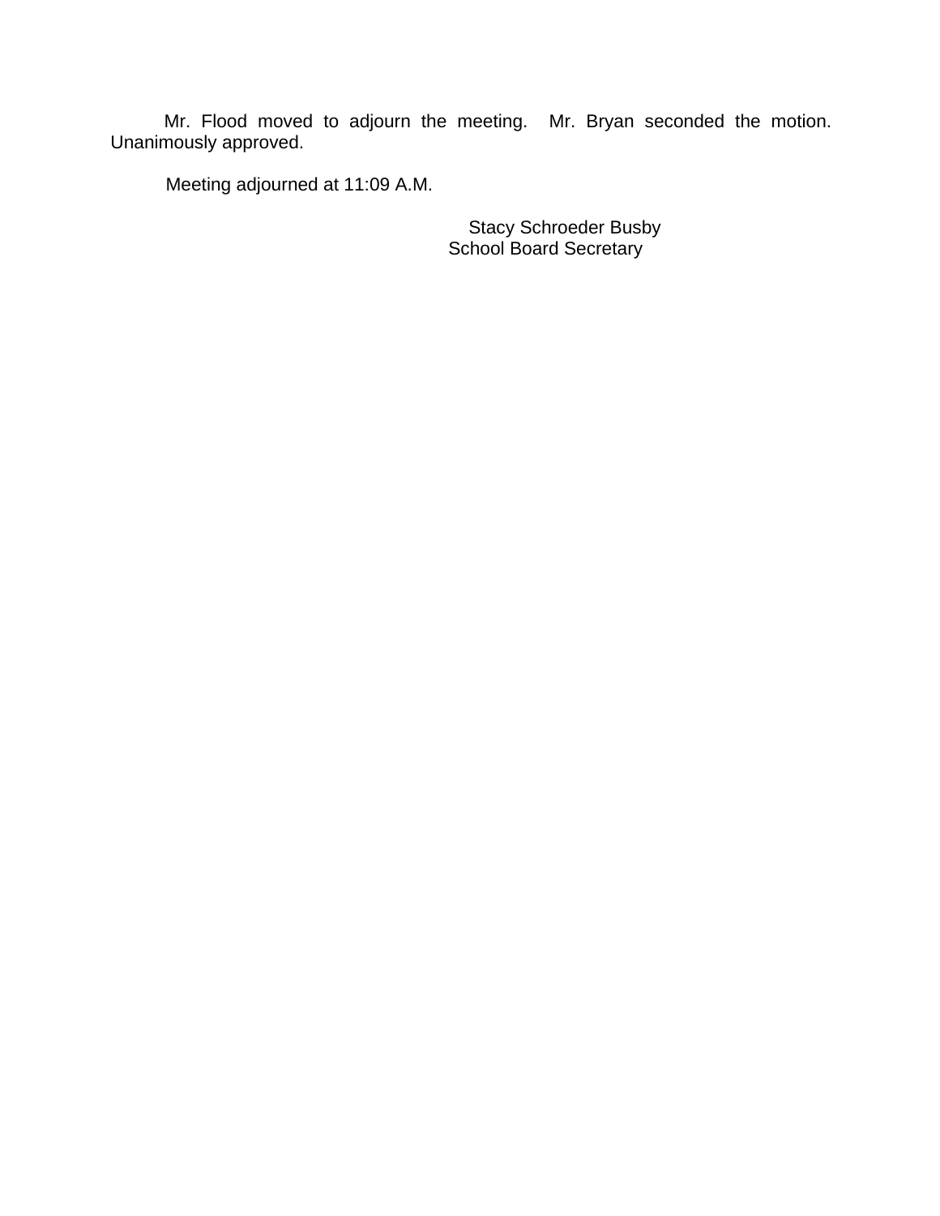Mr. Flood moved to adjourn the meeting. Mr. Bryan seconded the motion. Unanimously approved.

Meeting adjourned at 11:09 A.M.

Stacy Schroeder Busby
School Board Secretary